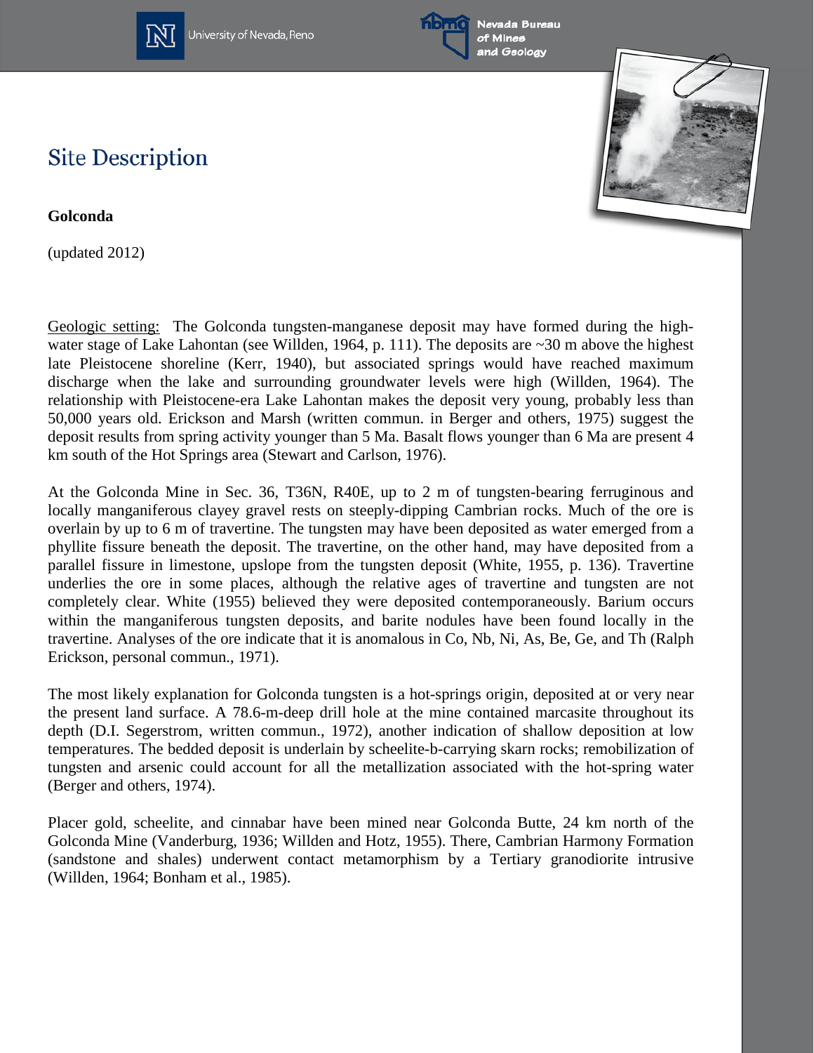# Site Description

**Golconda**

(updated 2012)

Geologic setting: The Golconda tungsten-manganese deposit may have formed during the high-water stage of Lake Lahontan (see Willden, 1964, p. 111). The deposits are ~30 m above the highest late Pleistocene shoreline (Kerr, 1940), but associated springs would have reached maximum discharge when the lake and surrounding groundwater levels were high (Willden, 1964). The relationship with Pleistocene-era Lake Lahontan makes the deposit very young, probably less than 50,000 years old. Erickson and Marsh (written commun. in Berger and others, 1975) suggest the deposit results from spring activity younger than 5 Ma. Basalt flows younger than 6 Ma are present 4 km south of the Hot Springs area (Stewart and Carlson, 1976).

At the Golconda Mine in Sec. 36, T36N, R40E, up to 2 m of tungsten-bearing ferruginous and locally manganiferous clayey gravel rests on steeply-dipping Cambrian rocks. Much of the ore is overlain by up to 6 m of travertine. The tungsten may have been deposited as water emerged from a phyllite fissure beneath the deposit. The travertine, on the other hand, may have deposited from a parallel fissure in limestone, upslope from the tungsten deposit (White, 1955, p. 136). Travertine underlies the ore in some places, although the relative ages of travertine and tungsten are not completely clear. White (1955) believed they were deposited contemporaneously. Barium occurs within the manganiferous tungsten deposits, and barite nodules have been found locally in the travertine. Analyses of the ore indicate that it is anomalous in Co, Nb, Ni, As, Be, Ge, and Th (Ralph Erickson, personal commun., 1971).

The most likely explanation for Golconda tungsten is a hot-springs origin, deposited at or very near the present land surface. A 78.6-m-deep drill hole at the mine contained marcasite throughout its depth (D.I. Segerstrom, written commun., 1972), another indication of shallow deposition at low temperatures. The bedded deposit is underlain by scheelite-b-carrying skarn rocks; remobilization of tungsten and arsenic could account for all the metallization associated with the hot-spring water (Berger and others, 1974).

Placer gold, scheelite, and cinnabar have been mined near Golconda Butte, 24 km north of the Golconda Mine (Vanderburg, 1936; Willden and Hotz, 1955). There, Cambrian Harmony Formation (sandstone and shales) underwent contact metamorphism by a Tertiary granodiorite intrusive (Willden, 1964; Bonham et al., 1985).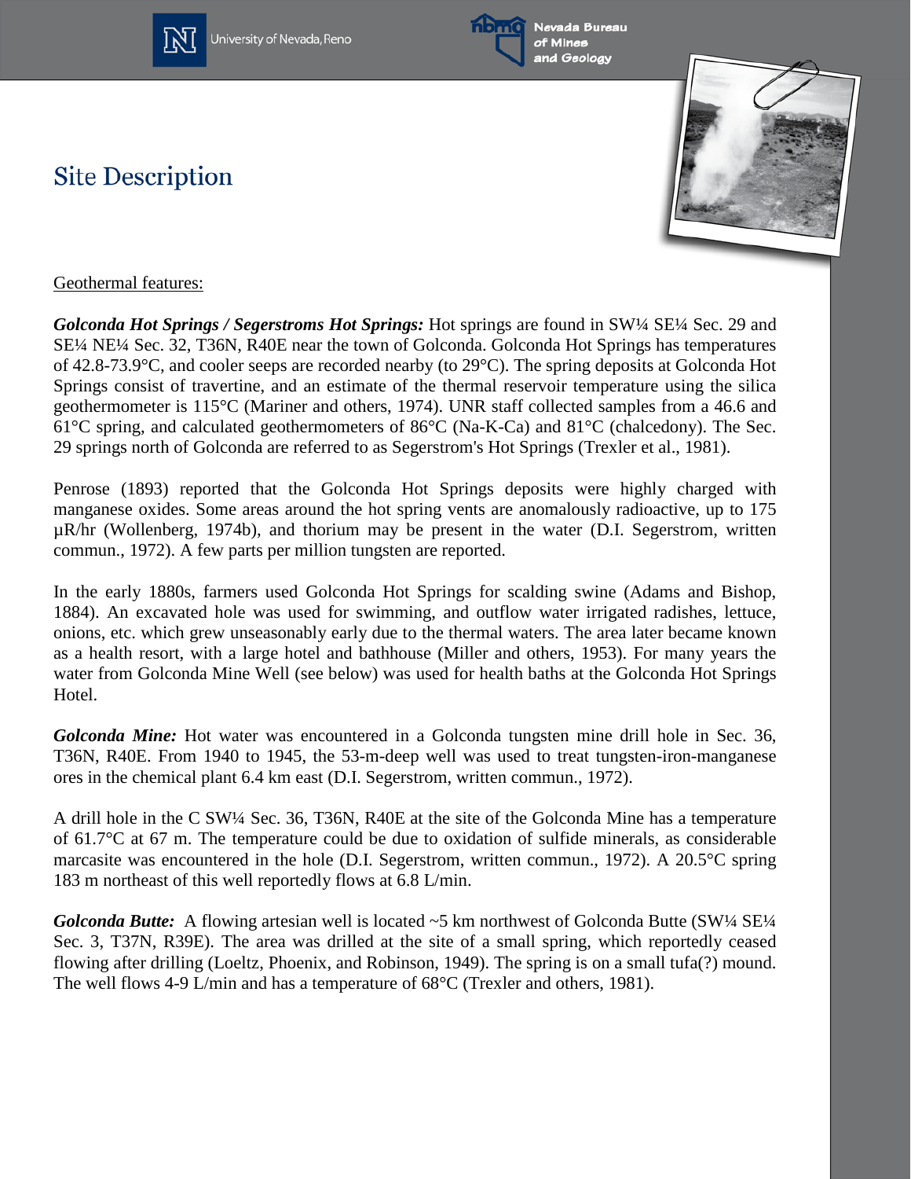# Site Description

Geothermal features:

***Golconda Hot Springs / Segerstroms Hot Springs:*** Hot springs are found in SW¼ SE¼ Sec. 29 and SE¼ NE¼ Sec. 32, T36N, R40E near the town of Golconda. Golconda Hot Springs has temperatures of 42.8-73.9°C, and cooler seeps are recorded nearby (to 29°C). The spring deposits at Golconda Hot Springs consist of travertine, and an estimate of the thermal reservoir temperature using the silica geothermometer is 115°C (Mariner and others, 1974). UNR staff collected samples from a 46.6 and 61°C spring, and calculated geothermometers of 86°C (Na-K-Ca) and 81°C (chalcedony). The Sec. 29 springs north of Golconda are referred to as Segerstrom's Hot Springs (Trexler et al., 1981).

Penrose (1893) reported that the Golconda Hot Springs deposits were highly charged with manganese oxides. Some areas around the hot spring vents are anomalously radioactive, up to 175 µR/hr (Wollenberg, 1974b), and thorium may be present in the water (D.I. Segerstrom, written commun., 1972). A few parts per million tungsten are reported.

In the early 1880s, farmers used Golconda Hot Springs for scalding swine (Adams and Bishop, 1884). An excavated hole was used for swimming, and outflow water irrigated radishes, lettuce, onions, etc. which grew unseasonably early due to the thermal waters. The area later became known as a health resort, with a large hotel and bathhouse (Miller and others, 1953). For many years the water from Golconda Mine Well (see below) was used for health baths at the Golconda Hot Springs Hotel.

***Golconda Mine:*** Hot water was encountered in a Golconda tungsten mine drill hole in Sec. 36, T36N, R40E. From 1940 to 1945, the 53-m-deep well was used to treat tungsten-iron-manganese ores in the chemical plant 6.4 km east (D.I. Segerstrom, written commun., 1972).

A drill hole in the C SW¼ Sec. 36, T36N, R40E at the site of the Golconda Mine has a temperature of 61.7°C at 67 m. The temperature could be due to oxidation of sulfide minerals, as considerable marcasite was encountered in the hole (D.I. Segerstrom, written commun., 1972). A 20.5°C spring 183 m northeast of this well reportedly flows at 6.8 L/min.

***Golconda Butte:*** A flowing artesian well is located ~5 km northwest of Golconda Butte (SW¼ SE¼ Sec. 3, T37N, R39E). The area was drilled at the site of a small spring, which reportedly ceased flowing after drilling (Loeltz, Phoenix, and Robinson, 1949). The spring is on a small tufa(?) mound. The well flows 4-9 L/min and has a temperature of 68°C (Trexler and others, 1981).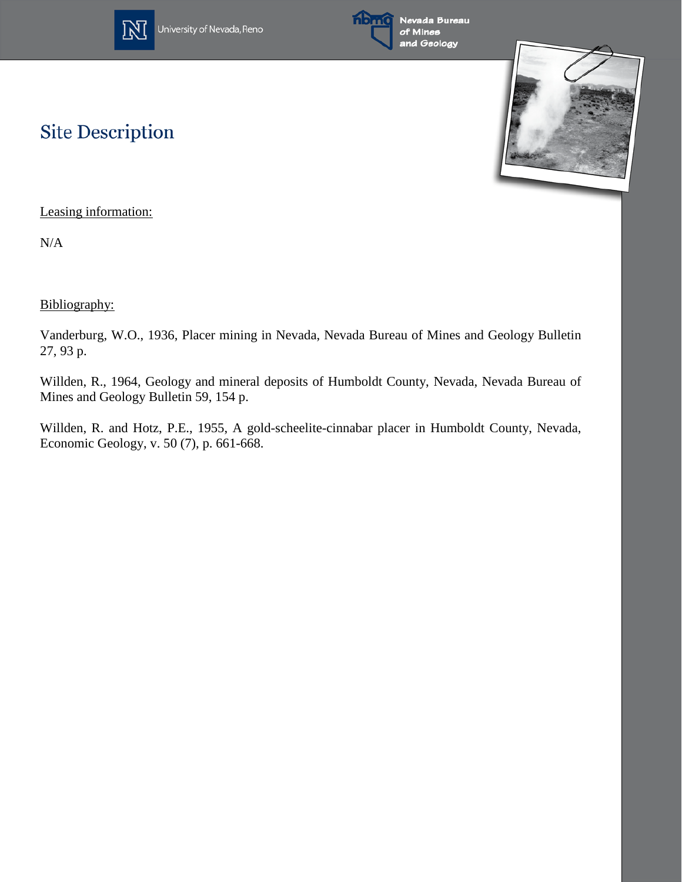# Site Description

Leasing information:

N/A

Bibliography:

Vanderburg, W.O., 1936, Placer mining in Nevada, Nevada Bureau of Mines and Geology Bulletin 27, 93 p.

Willden, R., 1964, Geology and mineral deposits of Humboldt County, Nevada, Nevada Bureau of Mines and Geology Bulletin 59, 154 p.

Willden, R. and Hotz, P.E., 1955, A gold-scheelite-cinnabar placer in Humboldt County, Nevada, Economic Geology, v. 50 (7), p. 661-668.